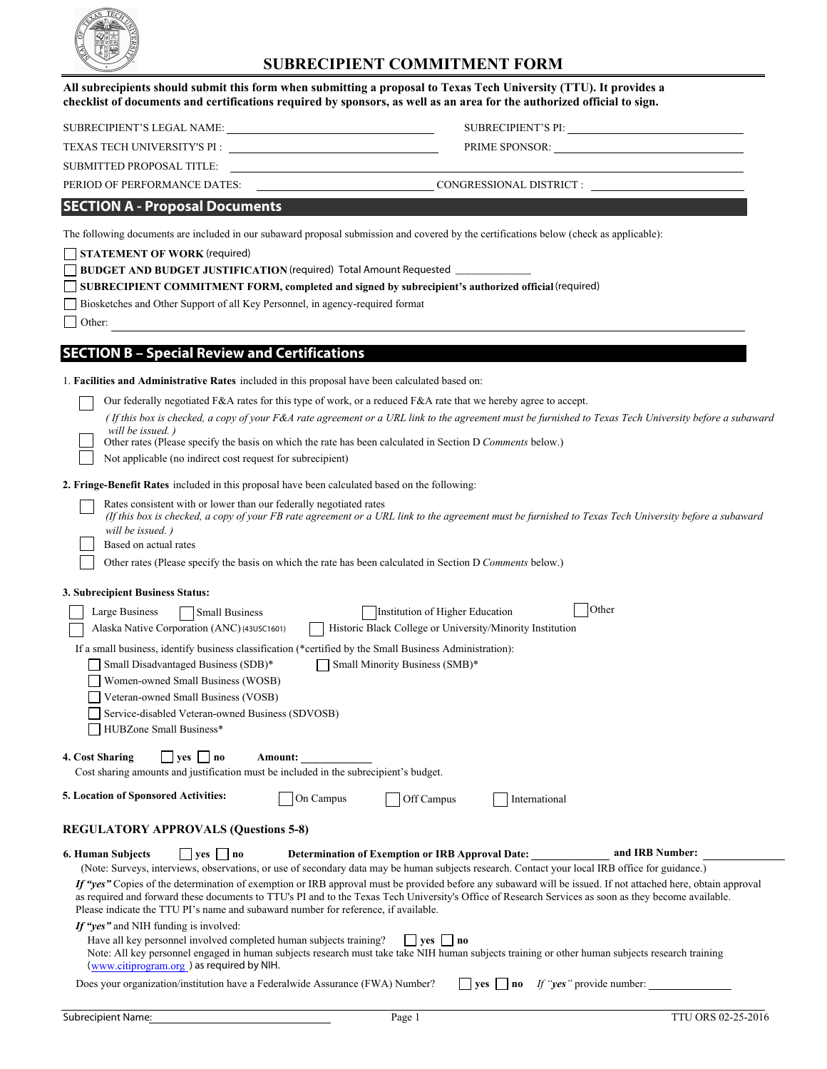# SUBRECIPIENT COMMITMENT FORM

**All subrecipients should submit this form when submitting a proposal to Texas Tech University (TTU). It provides a checklist of documents and certifications required by sponsors, as well as an area for the authorized official to sign.**

SUBRECIPIENT'S LEGAL NAME: ____________________ SUBRECIPIENT'S PI: ____________________

TEXAS TECH UNIVERSITY'S PI : ____________________ PRIME SPONSOR: ____________________

SUBMITTED PROPOSAL TITLE: ____________________

PERIOD OF PERFORMANCE DATES: ____________________ CONGRESSIONAL DISTRICT : ____________________

## SECTION A - Proposal Documents

The following documents are included in our subaward proposal submission and covered by the certifications below (check as applicable):

- ☐ **STATEMENT OF WORK** (required)
- ☐ **BUDGET AND BUDGET JUSTIFICATION** (required) Total Amount Requested ____________
- ☐ **SUBRECIPIENT COMMITMENT FORM, completed and signed by subrecipient's authorized official** (required)
- ☐ Biosketches and Other Support of all Key Personnel, in agency-required format
- ☐ Other: ____________________

## SECTION B – Special Review and Certifications

1. **Facilities and Administrative Rates** included in this proposal have been calculated based on:

- ☐ Our federally negotiated F&A rates for this type of work, or a reduced F&A rate that we hereby agree to accept.
  *( If this box is checked, a copy of your F&A rate agreement or a URL link to the agreement must be furnished to Texas Tech University before a subaward will be issued. )*
- ☐ Other rates (Please specify the basis on which the rate has been calculated in Section D *Comments* below.)
- ☐ Not applicable (no indirect cost request for subrecipient)

2. **Fringe-Benefit Rates** included in this proposal have been calculated based on the following:

- ☐ Rates consistent with or lower than our federally negotiated rates
  *(If this box is checked, a copy of your FB rate agreement or a URL link to the agreement must be furnished to Texas Tech University before a subaward will be issued. )*
- ☐ Based on actual rates
- ☐ Other rates (Please specify the basis on which the rate has been calculated in Section D *Comments* below.)

3. **Subrecipient Business Status:**

☐ Large Business ☐ Small Business ☐ Institution of Higher Education ☐ Other
☐ Alaska Native Corporation (ANC) (43USC1601) ☐ Historic Black College or University/Minority Institution

If a small business, identify business classification (*certified by the Small Business Administration):

- ☐ Small Disadvantaged Business (SDB)* ☐ Small Minority Business (SMB)*
- ☐ Women-owned Small Business (WOSB)
- ☐ Veteran-owned Small Business (VOSB)
- ☐ Service-disabled Veteran-owned Business (SDVOSB)
- ☐ HUBZone Small Business*

4. **Cost Sharing** ☐ **yes** ☐ **no** **Amount:** ____________
Cost sharing amounts and justification must be included in the subrecipient's budget.

5. **Location of Sponsored Activities:** ☐ On Campus ☐ Off Campus ☐ International

### REGULATORY APPROVALS (Questions 5-8)

6. **Human Subjects** ☐ **yes** ☐ **no** **Determination of Exemption or IRB Approval Date:** ____________ **and IRB Number:** ____________

(Note: Surveys, interviews, observations, or use of secondary data may be human subjects research. Contact your local IRB office for guidance.)

***If "yes"*** Copies of the determination of exemption or IRB approval must be provided before any subaward will be issued. If not attached here, obtain approval as required and forward these documents to TTU's PI and to the Texas Tech University's Office of Research Services as soon as they become available. Please indicate the TTU PI's name and subaward number for reference, if available.

***If "yes"*** and NIH funding is involved:
Have all key personnel involved completed human subjects training? ☐ **yes** ☐ **no**
Note: All key personnel engaged in human subjects research must take take NIH human subjects training or other human subjects research training (www.citiprogram.org ) as required by NIH.

Does your organization/institution have a Federalwide Assurance (FWA) Number? ☐ **yes** ☐ **no** *If "yes"* provide number: ____________

Subrecipient Name: ____________________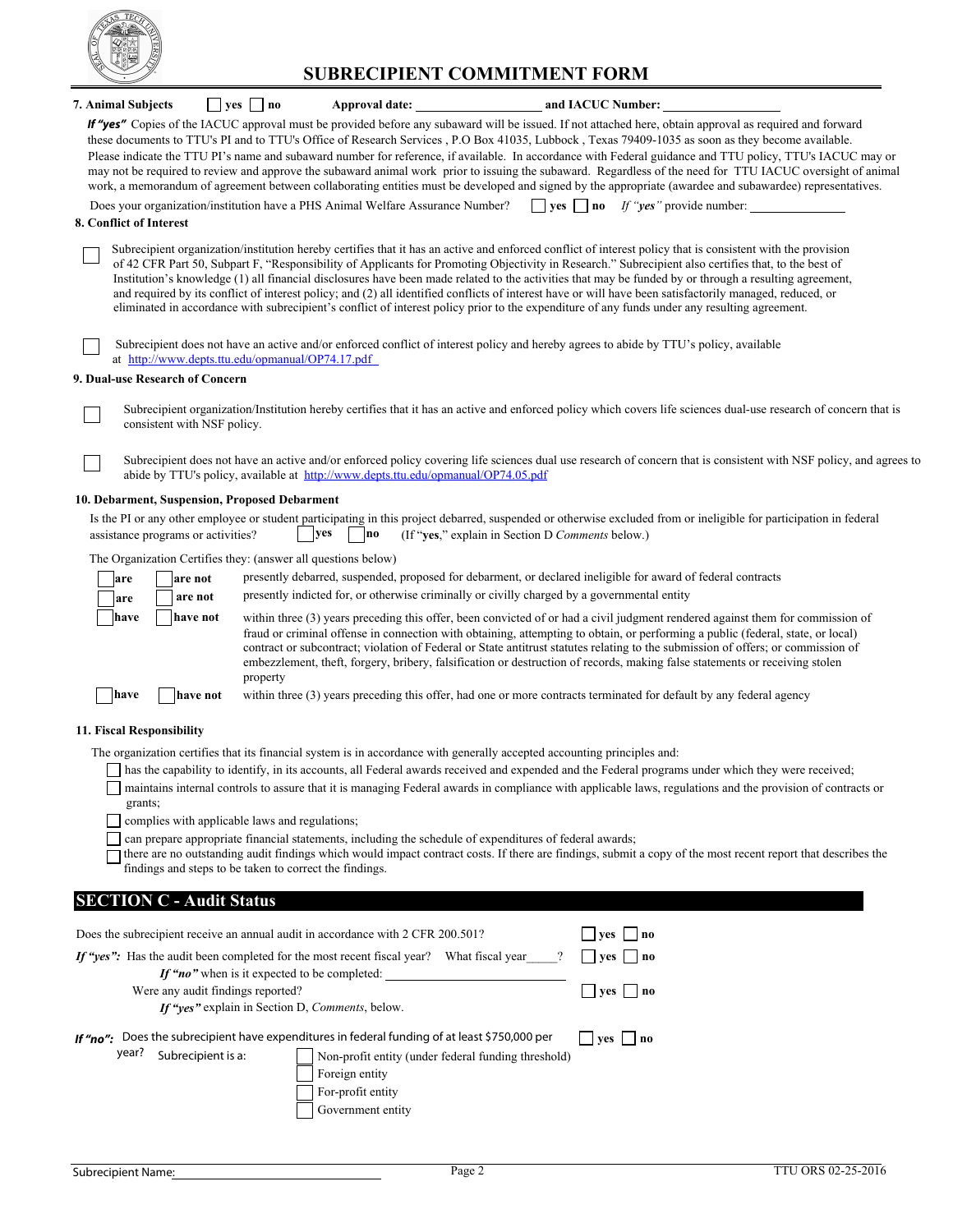# SUBRECIPIENT COMMITMENT FORM

**7. Animal Subjects** ☐ yes ☐ no **Approval date:** ____________________ **and IACUC Number:** ____________________

***If "yes"*** Copies of the IACUC approval must be provided before any subaward will be issued. If not attached here, obtain approval as required and forward these documents to TTU's PI and to TTU's Office of Research Services , P.O Box 41035, Lubbock , Texas 79409-1035 as soon as they become available. Please indicate the TTU PI's name and subaward number for reference, if available. In accordance with Federal guidance and TTU policy, TTU's IACUC may or may not be required to review and approve the subaward animal work prior to issuing the subaward. Regardless of the need for TTU IACUC oversight of animal work, a memorandum of agreement between collaborating entities must be developed and signed by the appropriate (awardee and subawardee) representatives.

Does your organization/institution have a PHS Animal Welfare Assurance Number? ☐ yes ☐ no *If "yes"* provide number: ____________________

**8. Conflict of Interest**

☐ Subrecipient organization/institution hereby certifies that it has an active and enforced conflict of interest policy that is consistent with the provision of 42 CFR Part 50, Subpart F, "Responsibility of Applicants for Promoting Objectivity in Research." Subrecipient also certifies that, to the best of Institution's knowledge (1) all financial disclosures have been made related to the activities that may be funded by or through a resulting agreement, and required by its conflict of interest policy; and (2) all identified conflicts of interest have or will have been satisfactorily managed, reduced, or eliminated in accordance with subrecipient's conflict of interest policy prior to the expenditure of any funds under any resulting agreement.

☐ Subrecipient does not have an active and/or enforced conflict of interest policy and hereby agrees to abide by TTU's policy, available at http://www.depts.ttu.edu/opmanual/OP74.17.pdf

**9. Dual-use Research of Concern**

☐ Subrecipient organization/Institution hereby certifies that it has an active and enforced policy which covers life sciences dual-use research of concern that is consistent with NSF policy.

☐ Subrecipient does not have an active and/or enforced policy covering life sciences dual use research of concern that is consistent with NSF policy, and agrees to abide by TTU's policy, available at http://www.depts.ttu.edu/opmanual/OP74.05.pdf

**10. Debarment, Suspension, Proposed Debarment**

Is the PI or any other employee or student participating in this project debarred, suspended or otherwise excluded from or ineligible for participation in federal assistance programs or activities? ☐ yes ☐ no (If "**yes**," explain in Section D *Comments* below.)

The Organization Certifies they: (answer all questions below)

| | | |
|---|---|---|
| ☐ are | ☐ are not | presently debarred, suspended, proposed for debarment, or declared ineligible for award of federal contracts |
| ☐ are | ☐ are not | presently indicted for, or otherwise criminally or civilly charged by a governmental entity |
| ☐ have | ☐ have not | within three (3) years preceding this offer, been convicted of or had a civil judgment rendered against them for commission of fraud or criminal offense in connection with obtaining, attempting to obtain, or performing a public (federal, state, or local) contract or subcontract; violation of Federal or State antitrust statutes relating to the submission of offers; or commission of embezzlement, theft, forgery, bribery, falsification or destruction of records, making false statements or receiving stolen property |
| ☐ have | ☐ have not | within three (3) years preceding this offer, had one or more contracts terminated for default by any federal agency |

**11. Fiscal Responsibility**

The organization certifies that its financial system is in accordance with generally accepted accounting principles and:

- ☐ has the capability to identify, in its accounts, all Federal awards received and expended and the Federal programs under which they were received;
- ☐ maintains internal controls to assure that it is managing Federal awards in compliance with applicable laws, regulations and the provision of contracts or grants;
- ☐ complies with applicable laws and regulations;
- ☐ can prepare appropriate financial statements, including the schedule of expenditures of federal awards;
- ☐ there are no outstanding audit findings which would impact contract costs. If there are findings, submit a copy of the most recent report that describes the findings and steps to be taken to correct the findings.

## SECTION C - Audit Status

Does the subrecipient receive an annual audit in accordance with 2 CFR 200.501? ☐ yes ☐ no

***If "yes":*** Has the audit been completed for the most recent fiscal year? What fiscal year_____? ☐ yes ☐ no

*If "no"* when is it expected to be completed: ____________________

Were any audit findings reported? ☐ yes ☐ no

*If "yes"* explain in Section D, *Comments*, below.

***If "no":*** Does the subrecipient have expenditures in federal funding of at least $750,000 per year? ☐ yes ☐ no

Subrecipient is a:

- ☐ Non-profit entity (under federal funding threshold)
- ☐ Foreign entity
- ☐ For-profit entity
- ☐ Government entity

Subrecipient Name: ____________________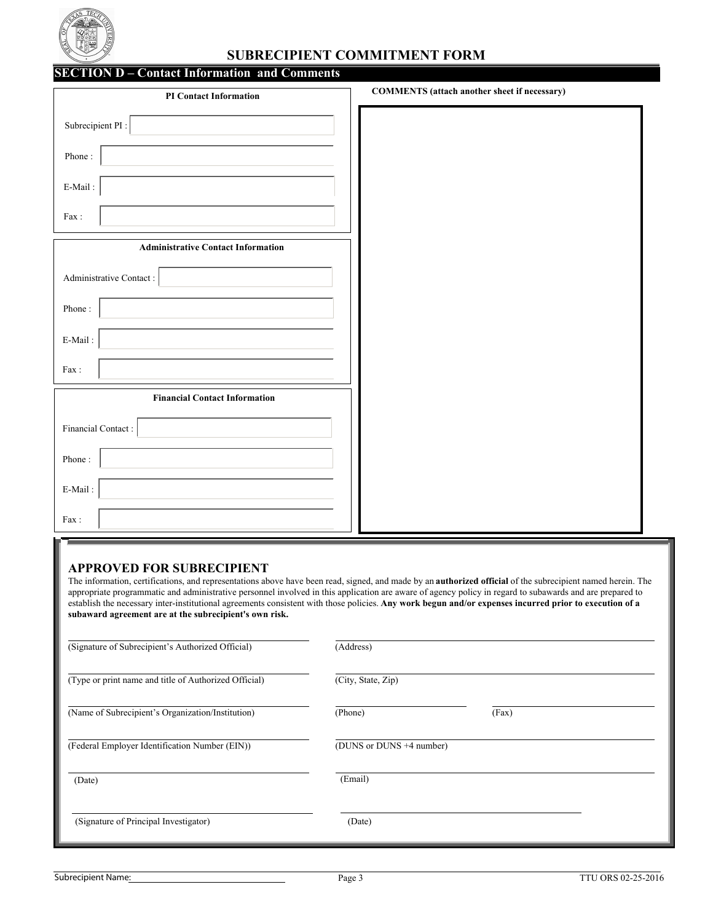# SUBRECIPIENT COMMITMENT FORM

## SECTION D – Contact Information and Comments

**PI Contact Information**

Subrecipient PI :

Phone :

E-Mail :

Fax :

**Administrative Contact Information**

Administrative Contact :

Phone :

E-Mail :

Fax :

**Financial Contact Information**

Financial Contact :

Phone :

E-Mail :

Fax :

**COMMENTS (attach another sheet if necessary)**

## APPROVED FOR SUBRECIPIENT

The information, certifications, and representations above have been read, signed, and made by an **authorized official** of the subrecipient named herein. The appropriate programmatic and administrative personnel involved in this application are aware of agency policy in regard to subawards and are prepared to establish the necessary inter-institutional agreements consistent with those policies. **Any work begun and/or expenses incurred prior to execution of a subaward agreement are at the subrecipient's own risk.**

(Signature of Subrecipient's Authorized Official)

(Address)

(Type or print name and title of Authorized Official)

(City, State, Zip)

(Name of Subrecipient's Organization/Institution)

(Phone)

(Fax)

(Federal Employer Identification Number (EIN))

(DUNS or DUNS +4 number)

(Date)

(Email)

(Signature of Principal Investigator)

(Date)

Subrecipient Name:

TTU ORS 02-25-2016